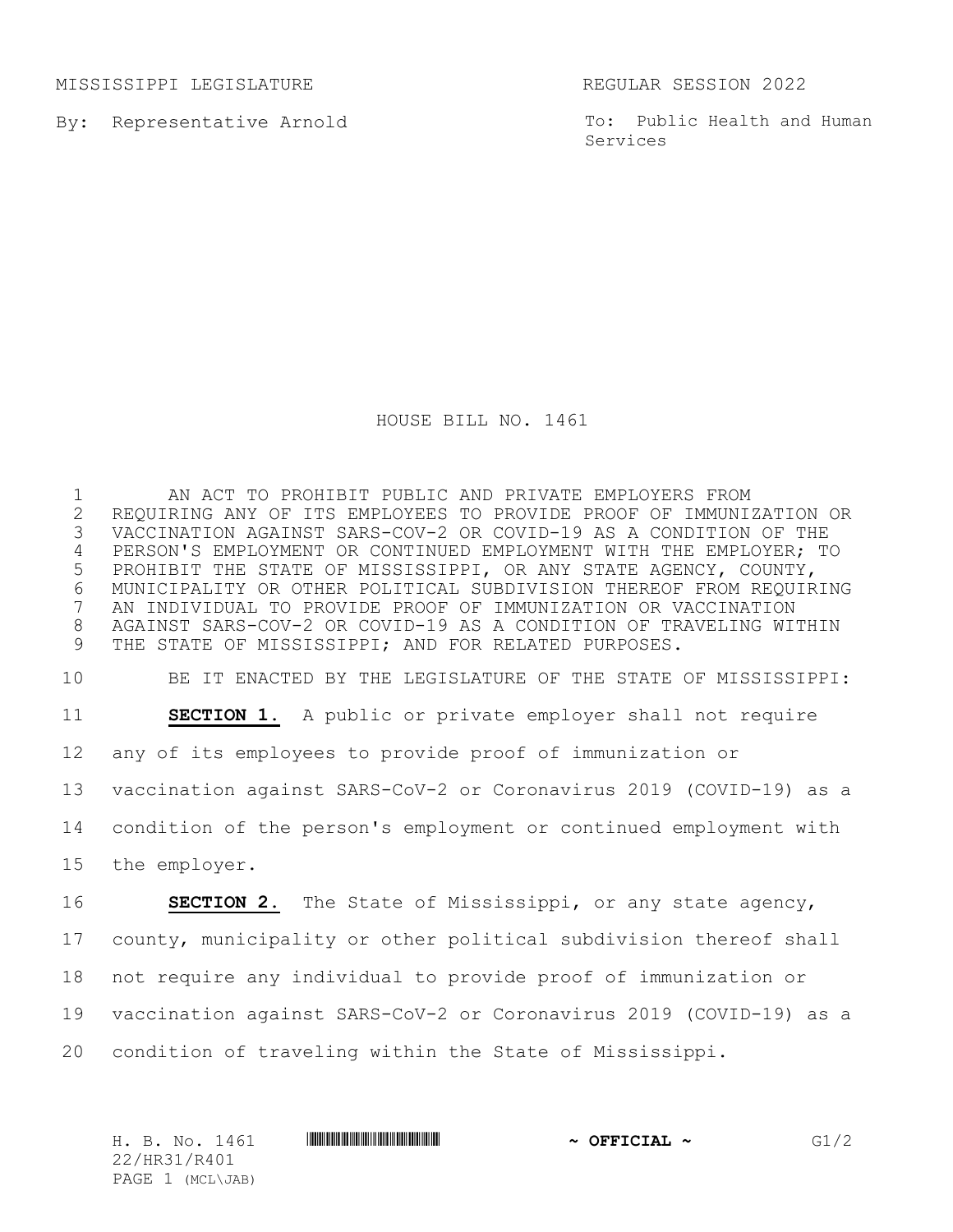MISSISSIPPI LEGISLATURE REGULAR SESSION 2022

By: Representative Arnold

To: Public Health and Human Services

# HOUSE BILL NO. 1461

AN ACT TO PROHIBIT PUBLIC AND PRIVATE EMPLOYERS FROM REQUIRING ANY OF ITS EMPLOYEES TO PROVIDE PROOF OF IMMUNIZATION OR VACCINATION AGAINST SARS-COV-2 OR COVID-19 AS A CONDITION OF THE PERSON'S EMPLOYMENT OR CONTINUED EMPLOYMENT WITH THE EMPLOYER; TO PROHIBIT THE STATE OF MISSISSIPPI, OR ANY STATE AGENCY, COUNTY, MUNICIPALITY OR OTHER POLITICAL SUBDIVISION THEREOF FROM REQUIRING AN INDIVIDUAL TO PROVIDE PROOF OF IMMUNIZATION OR VACCINATION AGAINST SARS-COV-2 OR COVID-19 AS A CONDITION OF TRAVELING WITHIN THE STATE OF MISSISSIPPI; AND FOR RELATED PURPOSES.

BE IT ENACTED BY THE LEGISLATURE OF THE STATE OF MISSISSIPPI:

**SECTION 1.** A public or private employer shall not require any of its employees to provide proof of immunization or vaccination against SARS-CoV-2 or Coronavirus 2019 (COVID-19) as a condition of the person's employment or continued employment with the employer.

**SECTION 2.** The State of Mississippi, or any state agency, county, municipality or other political subdivision thereof shall not require any individual to provide proof of immunization or vaccination against SARS-CoV-2 or Coronavirus 2019 (COVID-19) as a condition of traveling within the State of Mississippi.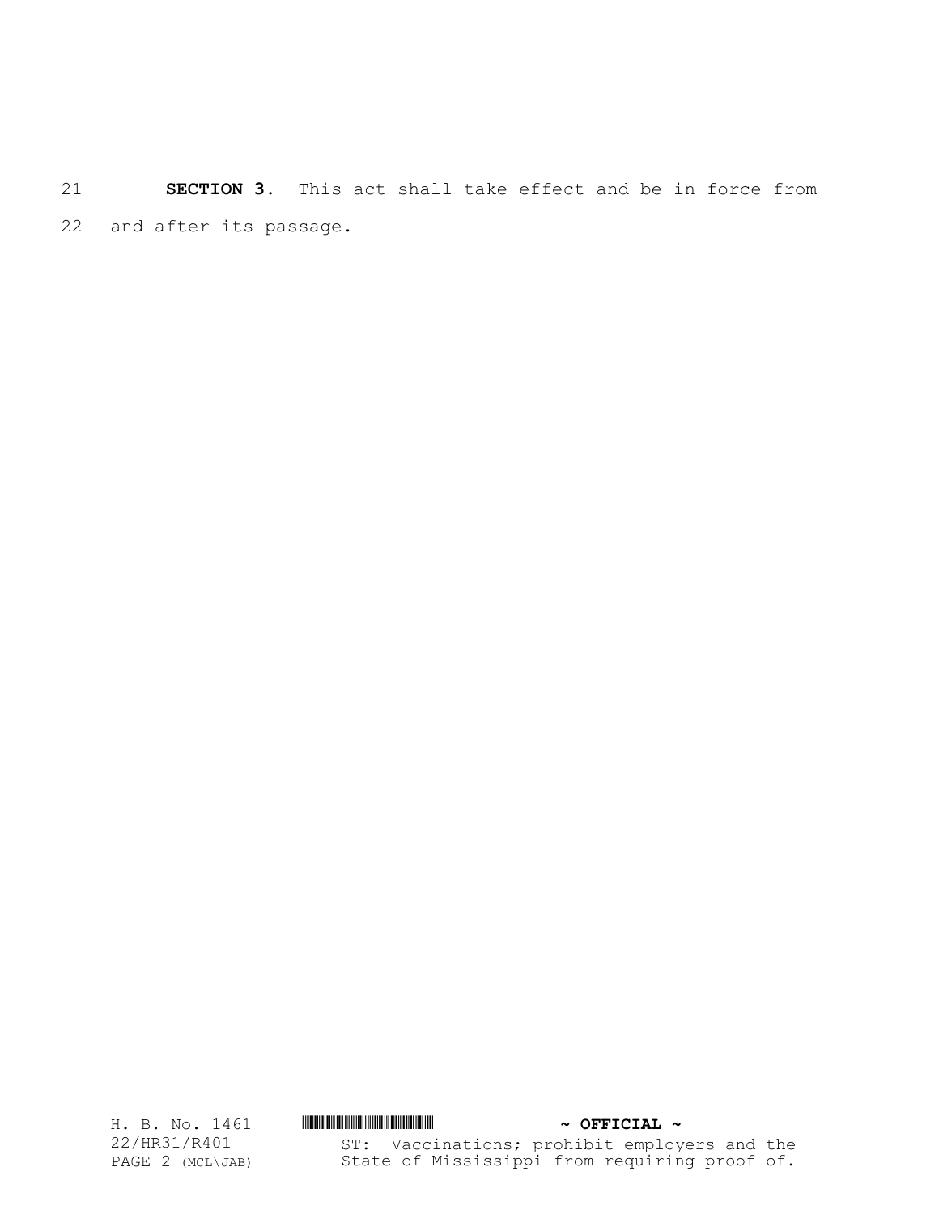**SECTION 3.** This act shall take effect and be in force from and after its passage.